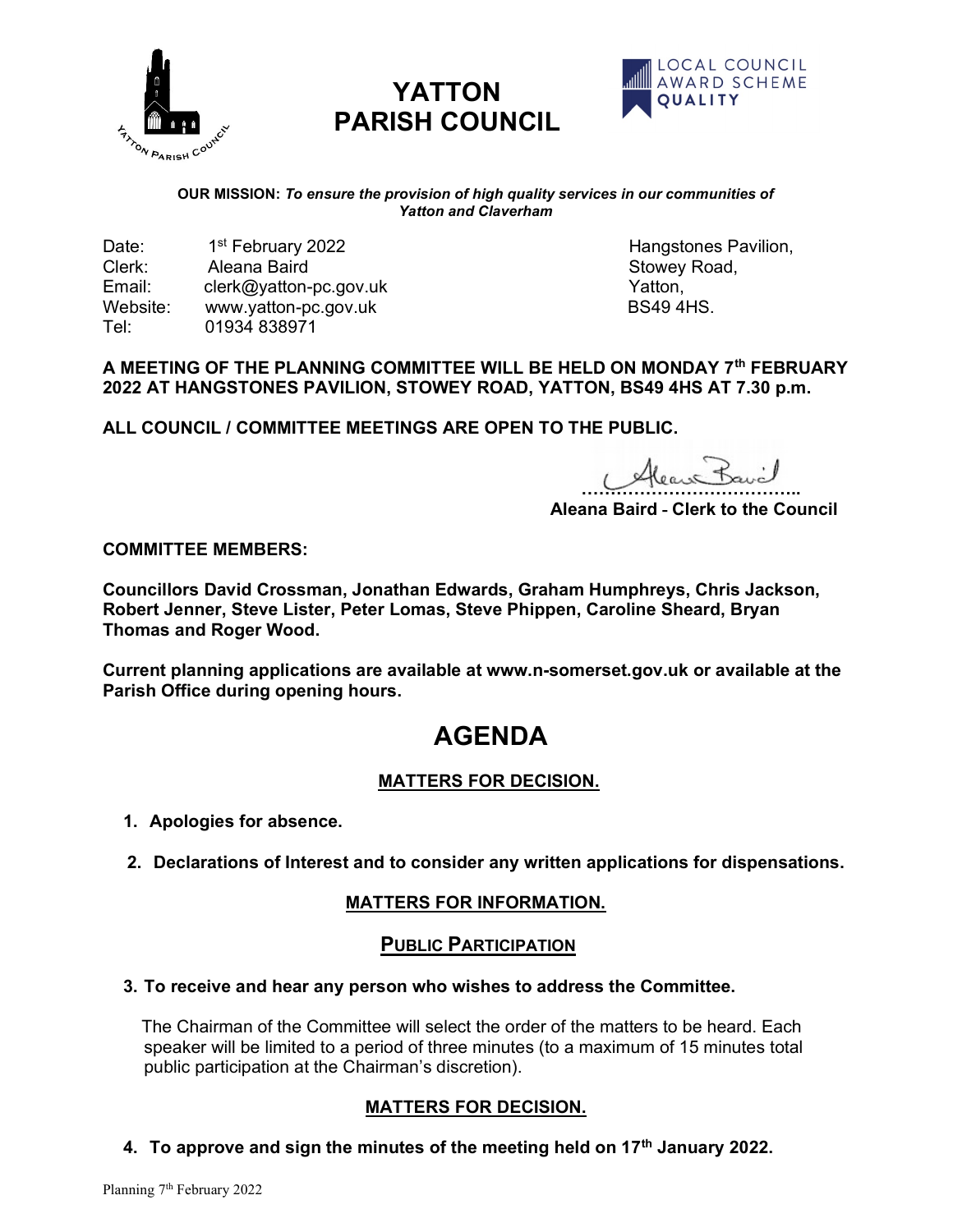# YATTON PARISH COUNCIL

**OUR MISSION:** ***To ensure the provision of high quality services in our communities of Yatton and Claverham***

Date: 1st February 2022
Clerk: Aleana Baird
Email: clerk@yatton-pc.gov.uk
Website: www.yatton-pc.gov.uk
Tel: 01934 838971

Hangstones Pavilion,
Stowey Road,
Yatton,
BS49 4HS.

**A MEETING OF THE PLANNING COMMITTEE WILL BE HELD ON MONDAY 7th FEBRUARY 2022 AT HANGSTONES PAVILION, STOWEY ROAD, YATTON, BS49 4HS AT 7.30 p.m.**

**ALL COUNCIL / COMMITTEE MEETINGS ARE OPEN TO THE PUBLIC.**

……………………………….

**Aleana Baird - Clerk to the Council**

**COMMITTEE MEMBERS:**

**Councillors David Crossman, Jonathan Edwards, Graham Humphreys, Chris Jackson, Robert Jenner, Steve Lister, Peter Lomas, Steve Phippen, Caroline Sheard, Bryan Thomas and Roger Wood.**

**Current planning applications are available at www.n-somerset.gov.uk or available at the Parish Office during opening hours.**

# AGENDA

## MATTERS FOR DECISION.

1. **Apologies for absence.**
2. **Declarations of Interest and to consider any written applications for dispensations.**

## MATTERS FOR INFORMATION.

## PUBLIC PARTICIPATION

3. **To receive and hear any person who wishes to address the Committee.**

   The Chairman of the Committee will select the order of the matters to be heard. Each speaker will be limited to a period of three minutes (to a maximum of 15 minutes total public participation at the Chairman's discretion).

## MATTERS FOR DECISION.

4. **To approve and sign the minutes of the meeting held on 17th January 2022.**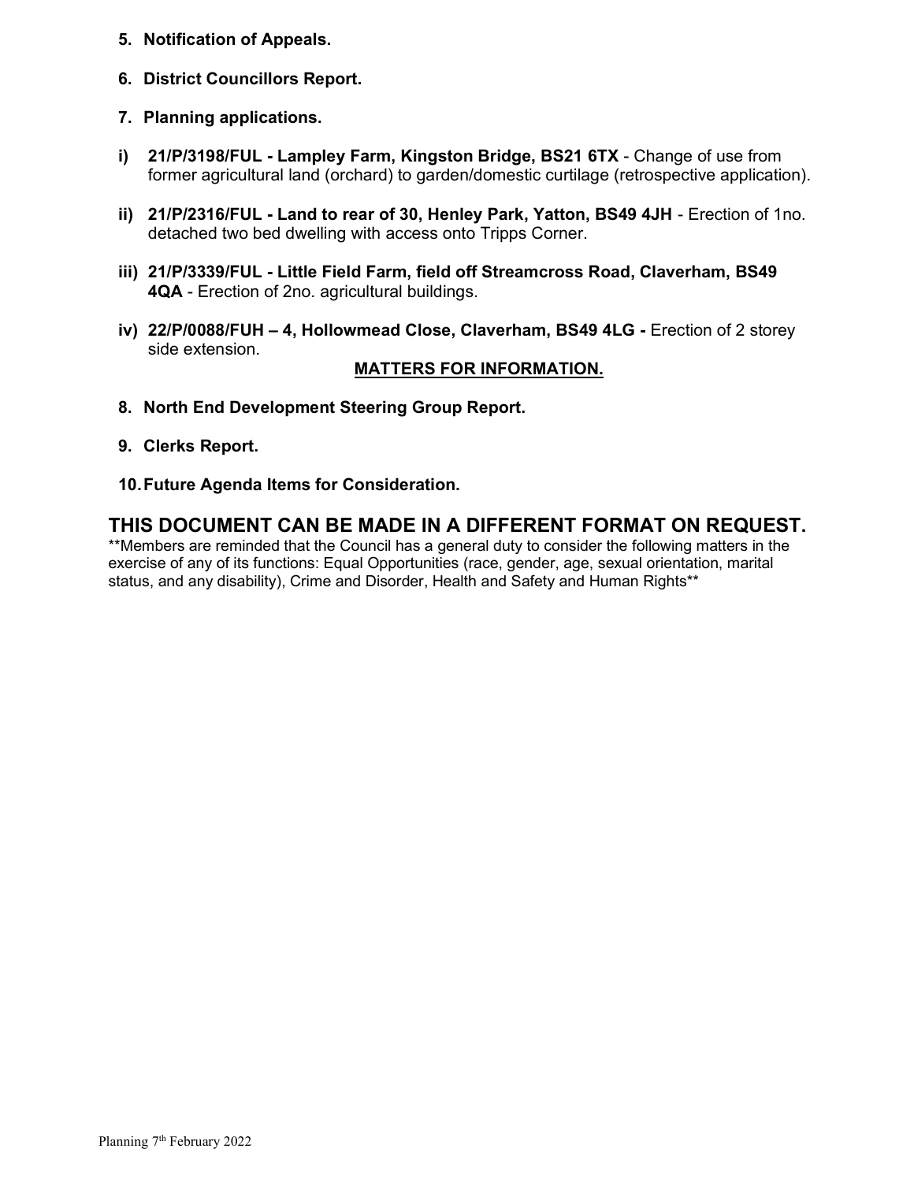5. **Notification of Appeals.**

6. **District Councillors Report.**

7. **Planning applications.**

  i) **21/P/3198/FUL - Lampley Farm, Kingston Bridge, BS21 6TX** - Change of use from former agricultural land (orchard) to garden/domestic curtilage (retrospective application).

  ii) **21/P/2316/FUL - Land to rear of 30, Henley Park, Yatton, BS49 4JH** - Erection of 1no. detached two bed dwelling with access onto Tripps Corner.

  iii) **21/P/3339/FUL - Little Field Farm, field off Streamcross Road, Claverham, BS49 4QA** - Erection of 2no. agricultural buildings.

  iv) **22/P/0088/FUH – 4, Hollowmead Close, Claverham, BS49 4LG -** Erection of 2 storey side extension.

**MATTERS FOR INFORMATION.**

8. **North End Development Steering Group Report.**

9. **Clerks Report.**

10. **Future Agenda Items for Consideration.**

## THIS DOCUMENT CAN BE MADE IN A DIFFERENT FORMAT ON REQUEST.

**Members are reminded that the Council has a general duty to consider the following matters in the exercise of any of its functions: Equal Opportunities (race, gender, age, sexual orientation, marital status, and any disability), Crime and Disorder, Health and Safety and Human Rights**